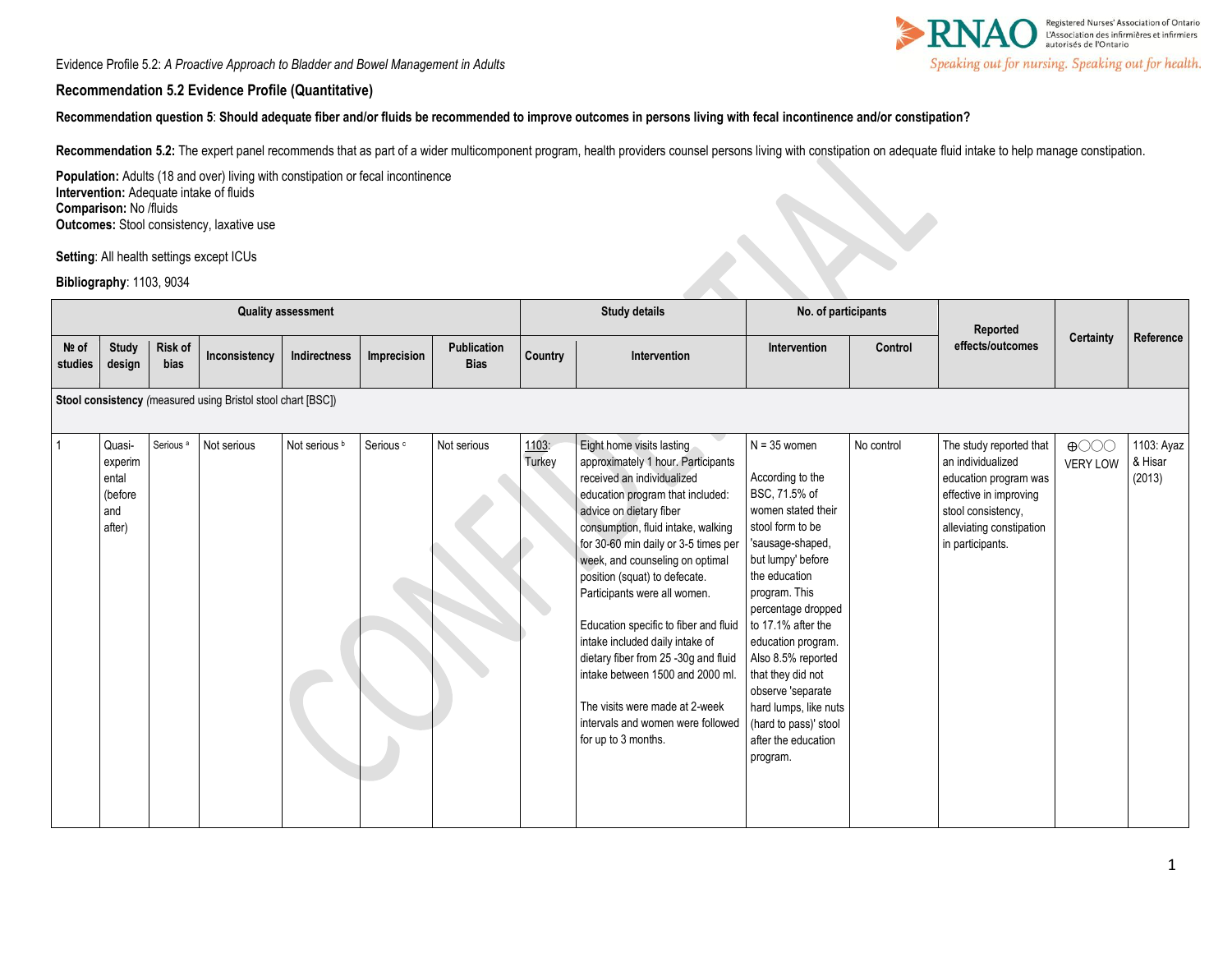Evidence Profile 5.2: *A Proactive Approach to Bladder and Bowel Management in Adults*

## Recommendation 5.2 Evidence Profile (Quantitative)

**Recommendation question 5**: **Should adequate fiber and/or fluids be recommended to improve outcomes in persons living with fecal incontinence and/or constipation?**

**Recommendation 5.2:** The expert panel recommends that as part of a wider multicomponent program, health providers counsel persons living with constipation on adequate fluid intake to help manage constipation.

**Population:** Adults (18 and over) living with constipation or fecal incontinence
**Intervention:** Adequate intake of fluids
**Comparison:** No /fluids
**Outcomes:** Stool consistency, laxative use

**Setting**: All health settings except ICUs

**Bibliography**: 1103, 9034

| Quality assessment | | | | | | Study details | | No. of participants | | Reported effects/outcomes | Certainty | Reference |
|---|---|---|---|---|---|---|---|---|---|---|---|---|
| № of studies | Study design | Risk of bias | Inconsistency | Indirectness | Imprecision | Publication Bias | Country | Intervention | Intervention | Control | | |
| **Stool consistency** (measured using Bristol stool chart [BSC]) | | | | | | | | | | | | |
| 1 | Quasi-experimental (before and after) | Serious [a] | Not serious | Not serious [b] | Serious [c] | Not serious | 1103: Turkey | Eight home visits lasting approximately 1 hour. Participants received an individualized education program that included: advice on dietary fiber consumption, fluid intake, walking for 30-60 min daily or 3-5 times per week, and counseling on optimal position (squat) to defecate. Participants were all women.<br><br>Education specific to fiber and fluid intake included daily intake of dietary fiber from 25 -30g and fluid intake between 1500 and 2000 ml.<br><br>The visits were made at 2-week intervals and women were followed for up to 3 months. | N = 35 women<br><br>According to the BSC, 71.5% of women stated their stool form to be 'sausage-shaped, but lumpy' before the education program. This percentage dropped to 17.1% after the education program. Also 8.5% reported that they did not observe 'separate hard lumps, like nuts (hard to pass)' stool after the education program. | No control | The study reported that an individualized education program was effective in improving stool consistency, alleviating constipation in participants. | ⊕◯◯◯ VERY LOW | 1103: Ayaz & Hisar (2013) |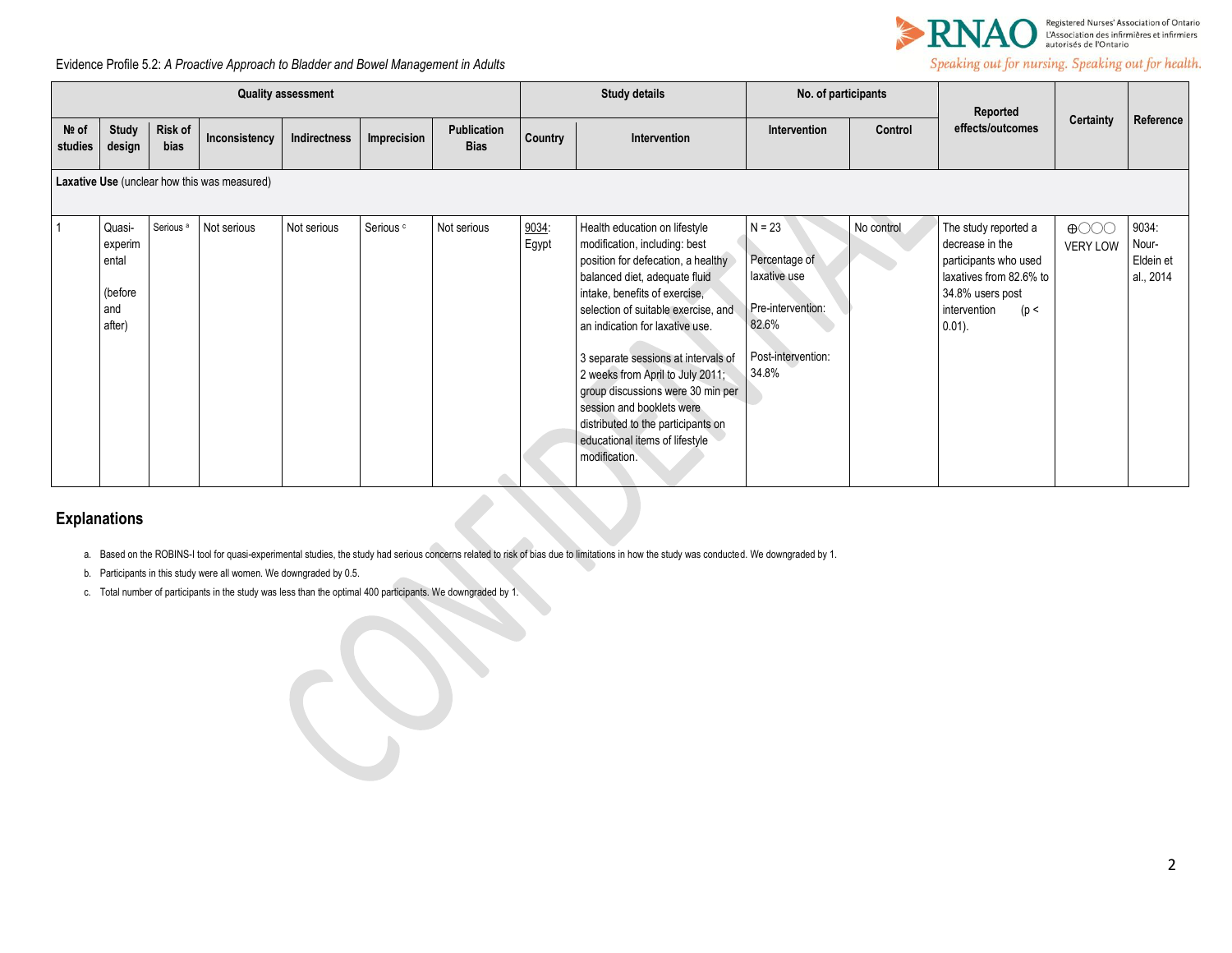Evidence Profile 5.2: *A Proactive Approach to Bladder and Bowel Management in Adults*

| Quality assessment | | | | | | | Study details | | No. of participants | | Reported effects/outcomes | Certainty | Reference |
|---|---|---|---|---|---|---|---|---|---|---|---|---|---|
| № of studies | Study design | Risk of bias | Inconsistency | Indirectness | Imprecision | Publication Bias | Country | Intervention | Intervention | Control | | | |
| **Laxative Use** (unclear how this was measured) | | | | | | | | | | | | | |
| 1 | Quasi-experimental (before and after) | Serious [a] | Not serious | Not serious | Serious [c] | Not serious | 9034: Egypt | Health education on lifestyle modification, including: best position for defecation, a healthy balanced diet, adequate fluid intake, benefits of exercise, selection of suitable exercise, and an indication for laxative use.<br><br>3 separate sessions at intervals of 2 weeks from April to July 2011; group discussions were 30 min per session and booklets were distributed to the participants on educational items of lifestyle modification. | N = 23<br><br>Percentage of laxative use<br><br>Pre-intervention: 82.6%<br><br>Post-intervention: 34.8% | No control | The study reported a decrease in the participants who used laxatives from 82.6% to 34.8% users post intervention ($p < 0.01$). | ⊕◯◯◯ VERY LOW | 9034: Nour-Eldein et al., 2014 |

## Explanations

a. Based on the ROBINS-I tool for quasi-experimental studies, the study had serious concerns related to risk of bias due to limitations in how the study was conducted. We downgraded by 1.

b. Participants in this study were all women. We downgraded by 0.5.

c. Total number of participants in the study was less than the optimal 400 participants. We downgraded by 1.